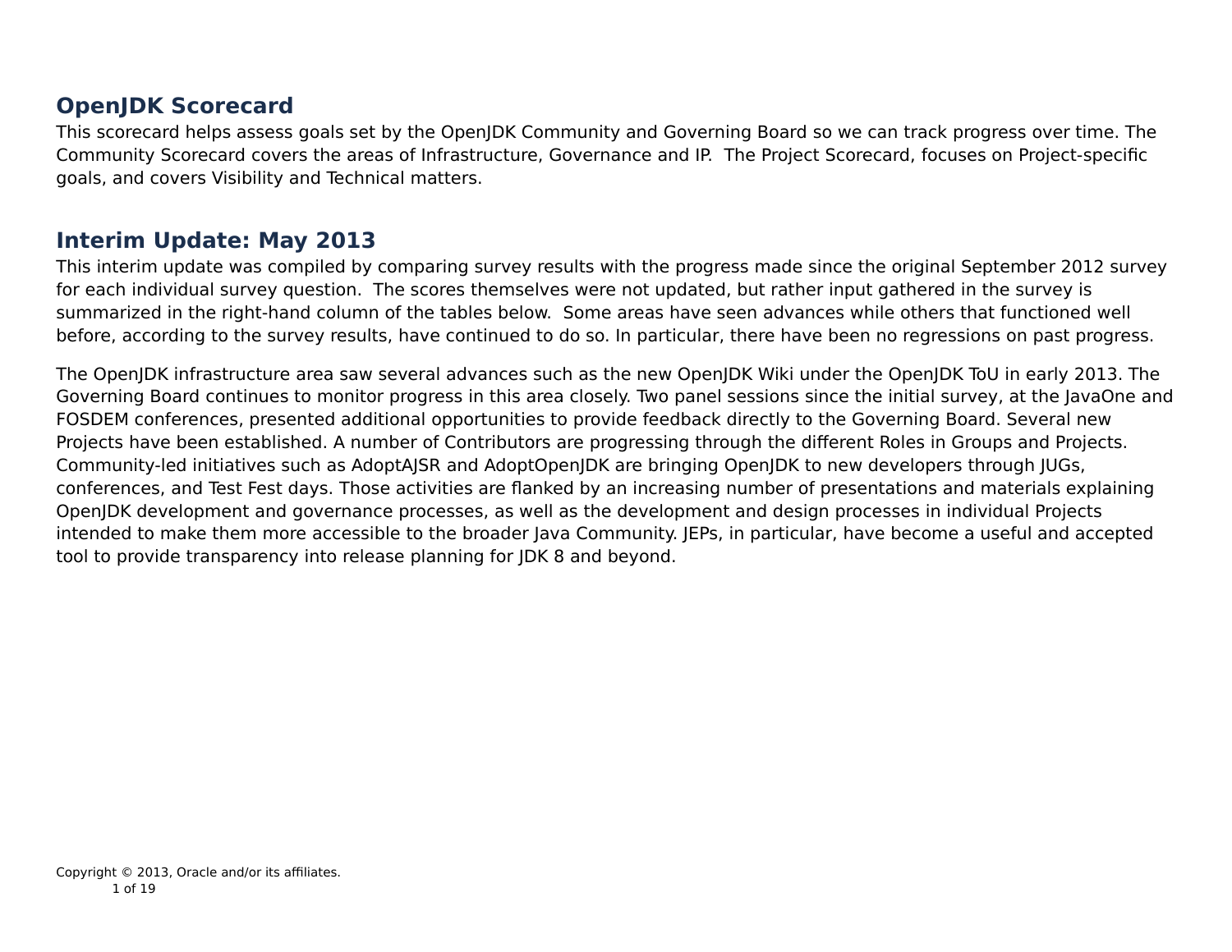## OpenJDK Scorecard

This scorecard helps assess goals set by the OpenJDK Community and Governing Board so we can track progress over time. The Community Scorecard covers the areas of Infrastructure, Governance and IP. The Project Scorecard, focuses on Project-specific goals, and covers Visibility and Technical matters.

## Interim Update: May 2013

This interim update was compiled by comparing survey results with the progress made since the original September 2012 survey for each individual survey question. The scores themselves were not updated, but rather input gathered in the survey is summarized in the right-hand column of the tables below. Some areas have seen advances while others that functioned well before, according to the survey results, have continued to do so. In particular, there have been no regressions on past progress.

The OpenJDK infrastructure area saw several advances such as the new OpenJDK Wiki under the OpenJDK ToU in early 2013. The Governing Board continues to monitor progress in this area closely. Two panel sessions since the initial survey, at the JavaOne and FOSDEM conferences, presented additional opportunities to provide feedback directly to the Governing Board. Several new Projects have been established. A number of Contributors are progressing through the different Roles in Groups and Projects. Community-led initiatives such as AdoptAJSR and AdoptOpenJDK are bringing OpenJDK to new developers through JUGs, conferences, and Test Fest days. Those activities are flanked by an increasing number of presentations and materials explaining OpenJDK development and governance processes, as well as the development and design processes in individual Projects intended to make them more accessible to the broader Java Community. JEPs, in particular, have become a useful and accepted tool to provide transparency into release planning for JDK 8 and beyond.

Copyright © 2013, Oracle and/or its affiliates.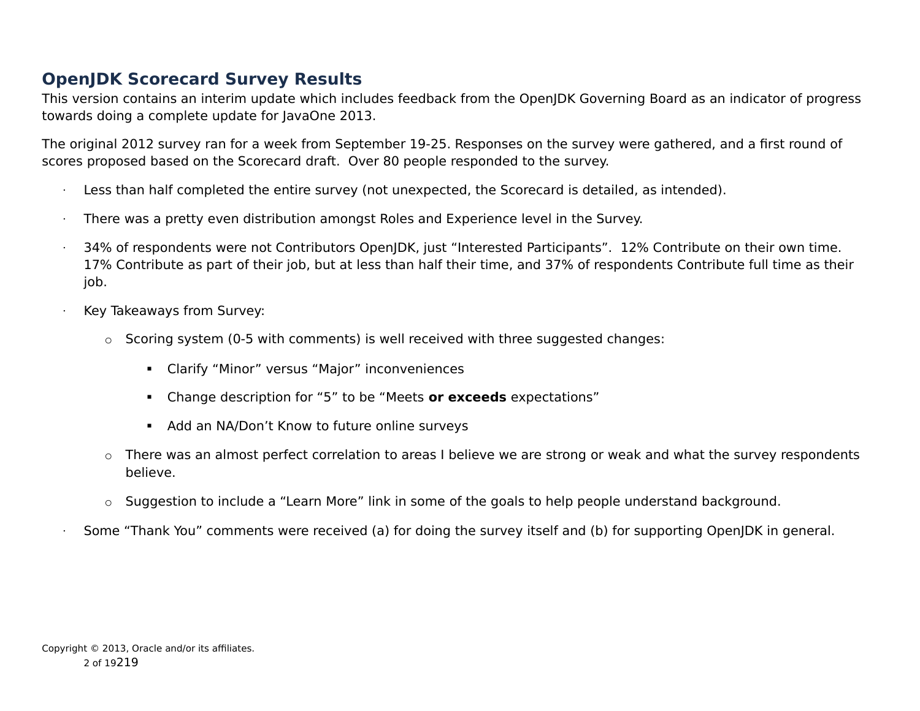## OpenJDK Scorecard Survey Results

This version contains an interim update which includes feedback from the OpenJDK Governing Board as an indicator of progress towards doing a complete update for JavaOne 2013.

The original 2012 survey ran for a week from September 19-25. Responses on the survey were gathered, and a first round of scores proposed based on the Scorecard draft. Over 80 people responded to the survey.

- Less than half completed the entire survey (not unexpected, the Scorecard is detailed, as intended).
- There was a pretty even distribution amongst Roles and Experience level in the Survey.
- 34% of respondents were not Contributors OpenJDK, just “Interested Participants”. 12% Contribute on their own time. 17% Contribute as part of their job, but at less than half their time, and 37% of respondents Contribute full time as their job.
- Key Takeaways from Survey:
  - Scoring system (0-5 with comments) is well received with three suggested changes:
    - Clarify “Minor” versus “Major” inconveniences
    - Change description for “5” to be “Meets **or exceeds** expectations”
    - Add an NA/Don’t Know to future online surveys
  - There was an almost perfect correlation to areas I believe we are strong or weak and what the survey respondents believe.
  - Suggestion to include a “Learn More” link in some of the goals to help people understand background.
- Some “Thank You” comments were received (a) for doing the survey itself and (b) for supporting OpenJDK in general.

Copyright © 2013, Oracle and/or its affiliates.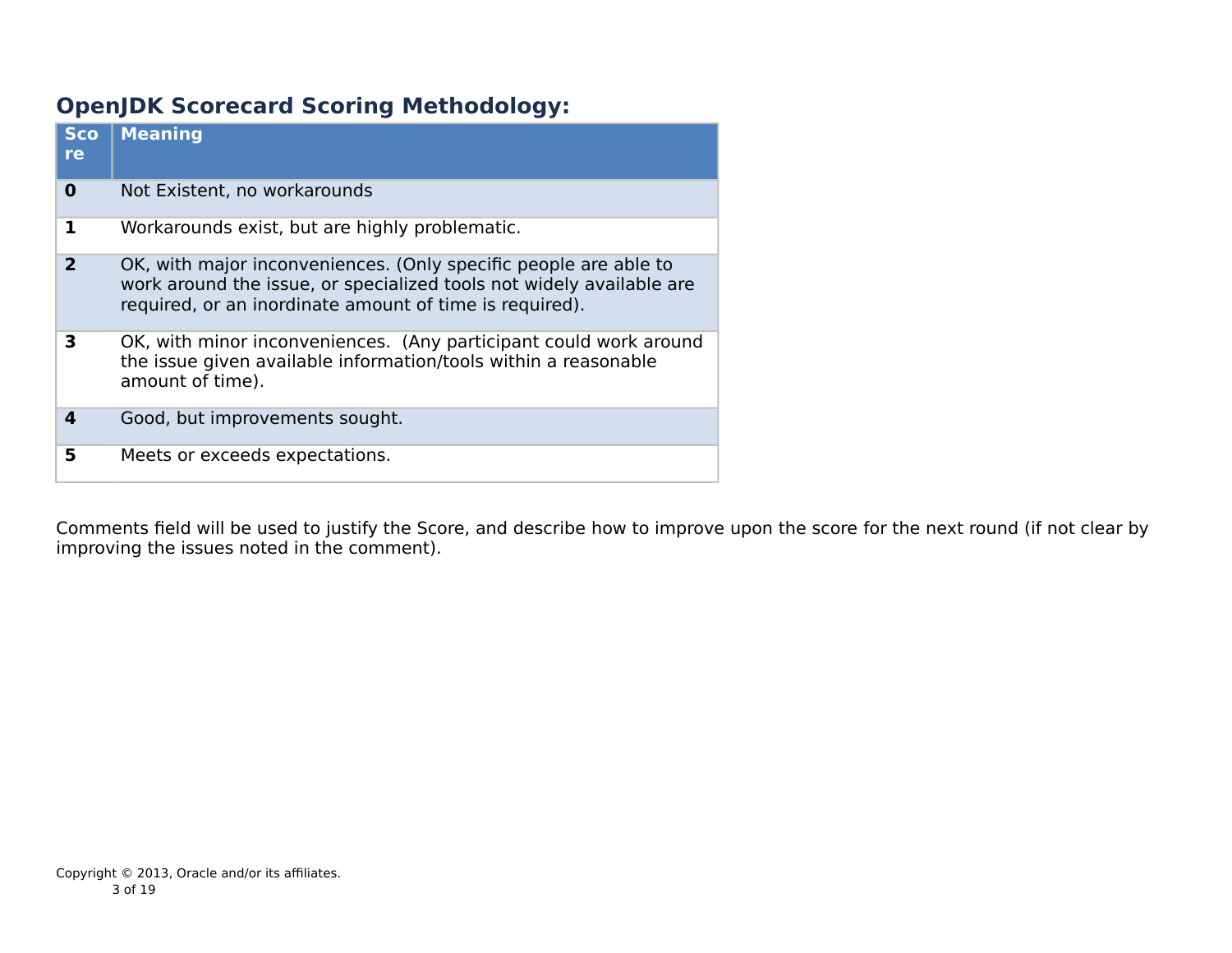## OpenJDK Scorecard Scoring Methodology:

| Score | Meaning |
|---|---|
| **0** | Not Existent, no workarounds |
| **1** | Workarounds exist, but are highly problematic. |
| **2** | OK, with major inconveniences. (Only specific people are able to work around the issue, or specialized tools not widely available are required, or an inordinate amount of time is required). |
| **3** | OK, with minor inconveniences. (Any participant could work around the issue given available information/tools within a reasonable amount of time). |
| **4** | Good, but improvements sought. |
| **5** | Meets or exceeds expectations. |

Comments field will be used to justify the Score, and describe how to improve upon the score for the next round (if not clear by improving the issues noted in the comment).

Copyright © 2013, Oracle and/or its affiliates.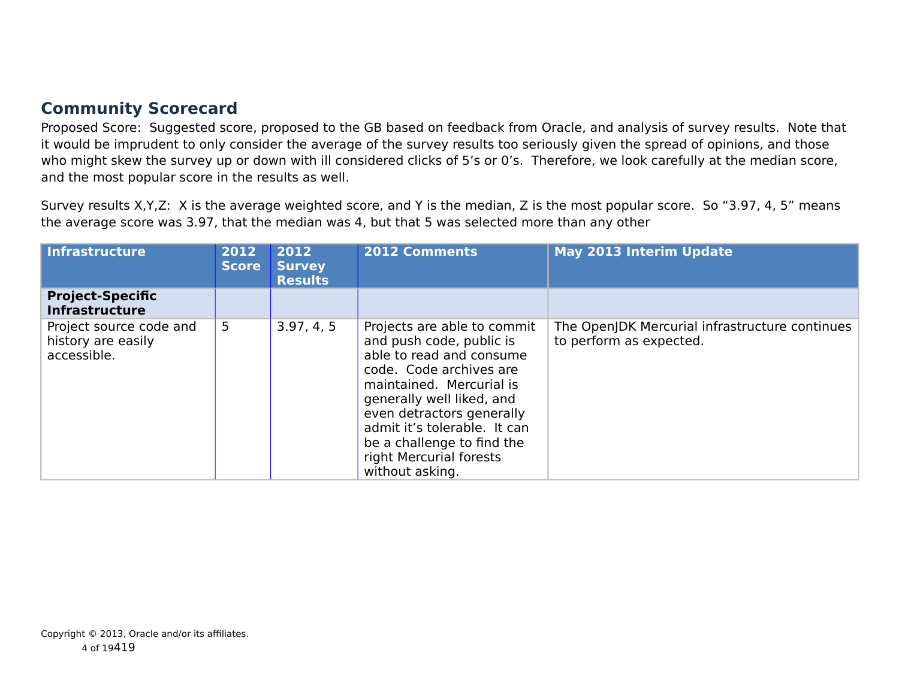## Community Scorecard

Proposed Score: Suggested score, proposed to the GB based on feedback from Oracle, and analysis of survey results. Note that it would be imprudent to only consider the average of the survey results too seriously given the spread of opinions, and those who might skew the survey up or down with ill considered clicks of 5's or 0's. Therefore, we look carefully at the median score, and the most popular score in the results as well.

Survey results X,Y,Z: X is the average weighted score, and Y is the median, Z is the most popular score. So "3.97, 4, 5" means the average score was 3.97, that the median was 4, but that 5 was selected more than any other

| Infrastructure | 2012 Score | 2012 Survey Results | 2012 Comments | May 2013 Interim Update |
|---|---|---|---|---|
| **Project-Specific Infrastructure** | | | | |
| Project source code and history are easily accessible. | 5 | 3.97, 4, 5 | Projects are able to commit and push code, public is able to read and consume code. Code archives are maintained. Mercurial is generally well liked, and even detractors generally admit it's tolerable. It can be a challenge to find the right Mercurial forests without asking. | The OpenJDK Mercurial infrastructure continues to perform as expected. |

Copyright © 2013, Oracle and/or its affiliates.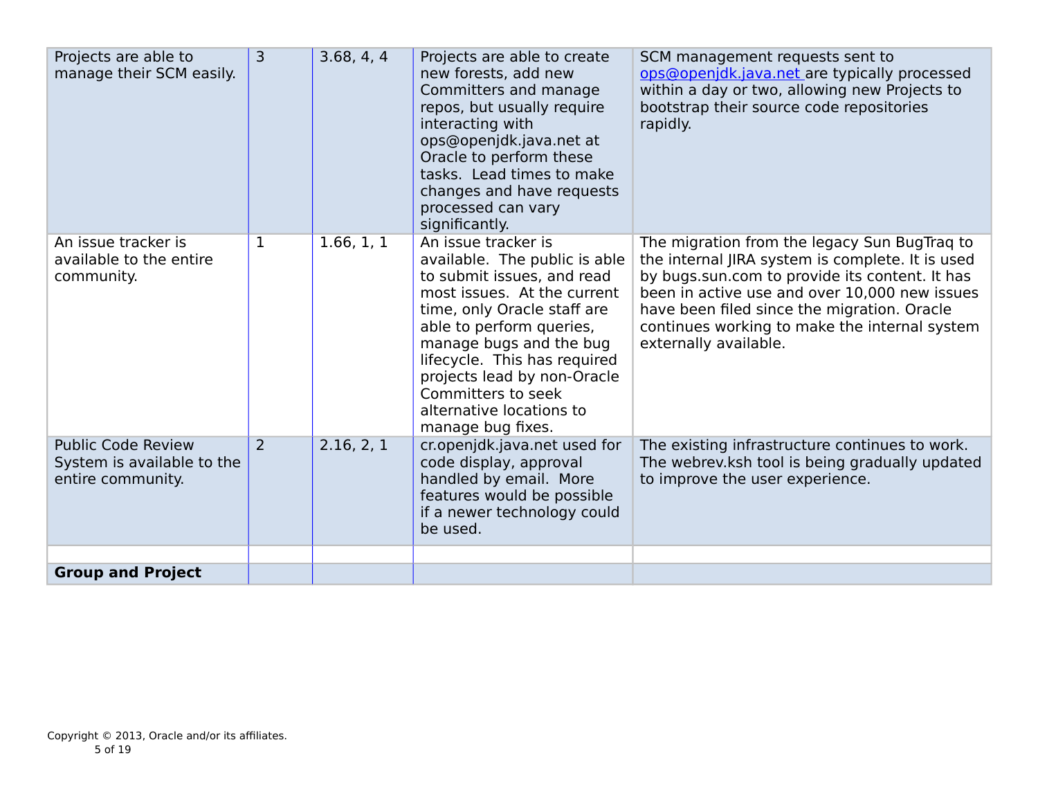| | | | | |
|---|---|---|---|---|
| Projects are able to manage their SCM easily. | 3 | 3.68, 4, 4 | Projects are able to create new forests, add new Committers and manage repos, but usually require interacting with ops@openjdk.java.net at Oracle to perform these tasks. Lead times to make changes and have requests processed can vary significantly. | SCM management requests sent to ops@openjdk.java.net are typically processed within a day or two, allowing new Projects to bootstrap their source code repositories rapidly. |
| An issue tracker is available to the entire community. | 1 | 1.66, 1, 1 | An issue tracker is available. The public is able to submit issues, and read most issues. At the current time, only Oracle staff are able to perform queries, manage bugs and the bug lifecycle. This has required projects lead by non-Oracle Committers to seek alternative locations to manage bug fixes. | The migration from the legacy Sun BugTraq to the internal JIRA system is complete. It is used by bugs.sun.com to provide its content. It has been in active use and over 10,000 new issues have been filed since the migration. Oracle continues working to make the internal system externally available. |
| Public Code Review System is available to the entire community. | 2 | 2.16, 2, 1 | cr.openjdk.java.net used for code display, approval handled by email. More features would be possible if a newer technology could be used. | The existing infrastructure continues to work. The webrev.ksh tool is being gradually updated to improve the user experience. |
| | | | | |
| **Group and Project** | | | | |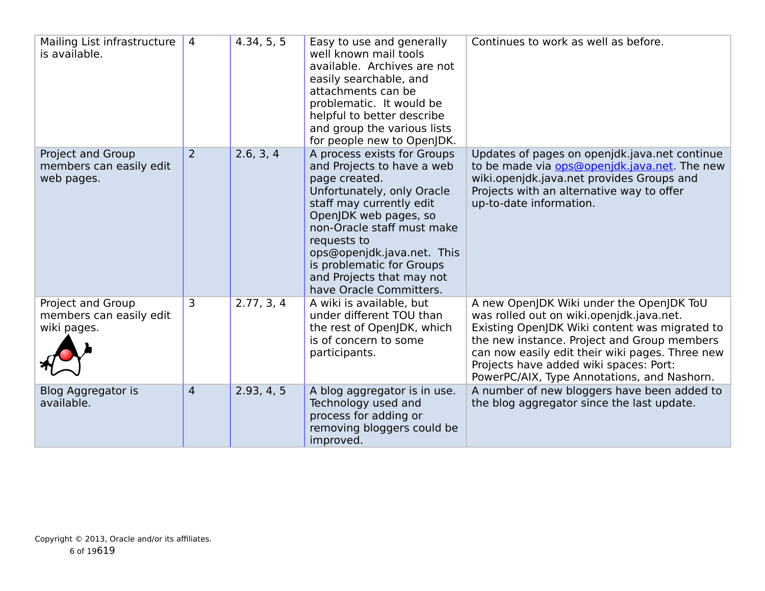| | | | | |
|---|---|---|---|---|
| Mailing List infrastructure is available. | 4 | 4.34, 5, 5 | Easy to use and generally well known mail tools available. Archives are not easily searchable, and attachments can be problematic. It would be helpful to better describe and group the various lists for people new to OpenJDK. | Continues to work as well as before. |
| Project and Group members can easily edit web pages. | 2 | 2.6, 3, 4 | A process exists for Groups and Projects to have a web page created. Unfortunately, only Oracle staff may currently edit OpenJDK web pages, so non-Oracle staff must make requests to ops@openjdk.java.net. This is problematic for Groups and Projects that may not have Oracle Committers. | Updates of pages on openjdk.java.net continue to be made via ops@openjdk.java.net. The new wiki.openjdk.java.net provides Groups and Projects with an alternative way to offer up-to-date information. |
| Project and Group members can easily edit wiki pages. | 3 | 2.77, 3, 4 | A wiki is available, but under different TOU than the rest of OpenJDK, which is of concern to some participants. | A new OpenJDK Wiki under the OpenJDK ToU was rolled out on wiki.openjdk.java.net. Existing OpenJDK Wiki content was migrated to the new instance. Project and Group members can now easily edit their wiki pages. Three new Projects have added wiki spaces: Port: PowerPC/AIX, Type Annotations, and Nashorn. |
| Blog Aggregator is available. | 4 | 2.93, 4, 5 | A blog aggregator is in use. Technology used and process for adding or removing bloggers could be improved. | A number of new bloggers have been added to the blog aggregator since the last update. |

Copyright © 2013, Oracle and/or its affiliates.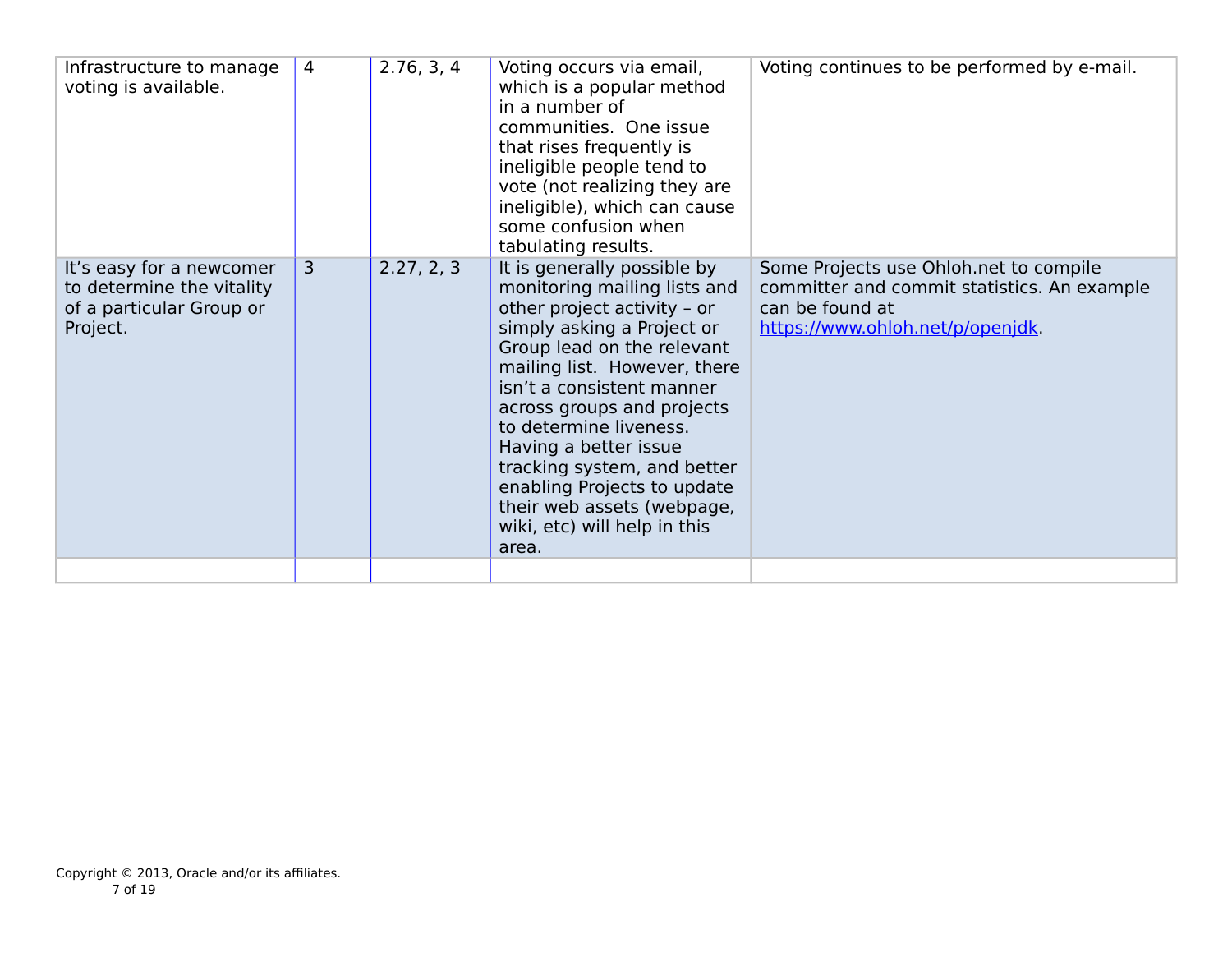| | | | | |
|---|---|---|---|---|
| Infrastructure to manage voting is available. | 4 | 2.76, 3, 4 | Voting occurs via email, which is a popular method in a number of communities. One issue that rises frequently is ineligible people tend to vote (not realizing they are ineligible), which can cause some confusion when tabulating results. | Voting continues to be performed by e-mail. |
| It's easy for a newcomer to determine the vitality of a particular Group or Project. | 3 | 2.27, 2, 3 | It is generally possible by monitoring mailing lists and other project activity – or simply asking a Project or Group lead on the relevant mailing list. However, there isn't a consistent manner across groups and projects to determine liveness. Having a better issue tracking system, and better enabling Projects to update their web assets (webpage, wiki, etc) will help in this area. | Some Projects use Ohloh.net to compile committer and commit statistics. An example can be found at [https://www.ohloh.net/p/openjdk](https://www.ohloh.net/p/openjdk). |
| | | | | |

Copyright © 2013, Oracle and/or its affiliates.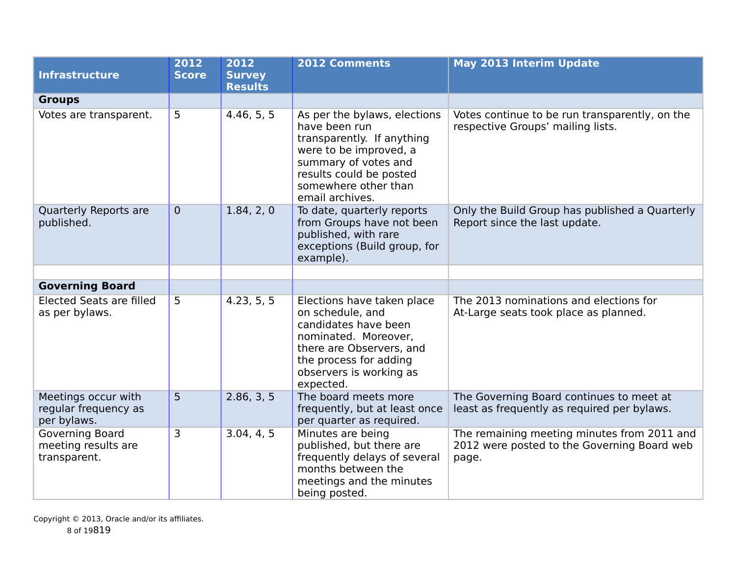| Infrastructure | 2012 Score | 2012 Survey Results | 2012 Comments | May 2013 Interim Update |
|---|---|---|---|---|
| **Groups** | | | | |
| Votes are transparent. | 5 | 4.46, 5, 5 | As per the bylaws, elections have been run transparently. If anything were to be improved, a summary of votes and results could be posted somewhere other than email archives. | Votes continue to be run transparently, on the respective Groups' mailing lists. |
| Quarterly Reports are published. | 0 | 1.84, 2, 0 | To date, quarterly reports from Groups have not been published, with rare exceptions (Build group, for example). | Only the Build Group has published a Quarterly Report since the last update. |
| | | | | |
| **Governing Board** | | | | |
| Elected Seats are filled as per bylaws. | 5 | 4.23, 5, 5 | Elections have taken place on schedule, and candidates have been nominated. Moreover, there are Observers, and the process for adding observers is working as expected. | The 2013 nominations and elections for At-Large seats took place as planned. |
| Meetings occur with regular frequency as per bylaws. | 5 | 2.86, 3, 5 | The board meets more frequently, but at least once per quarter as required. | The Governing Board continues to meet at least as frequently as required per bylaws. |
| Governing Board meeting results are transparent. | 3 | 3.04, 4, 5 | Minutes are being published, but there are frequently delays of several months between the meetings and the minutes being posted. | The remaining meeting minutes from 2011 and 2012 were posted to the Governing Board web page. |

Copyright © 2013, Oracle and/or its affiliates.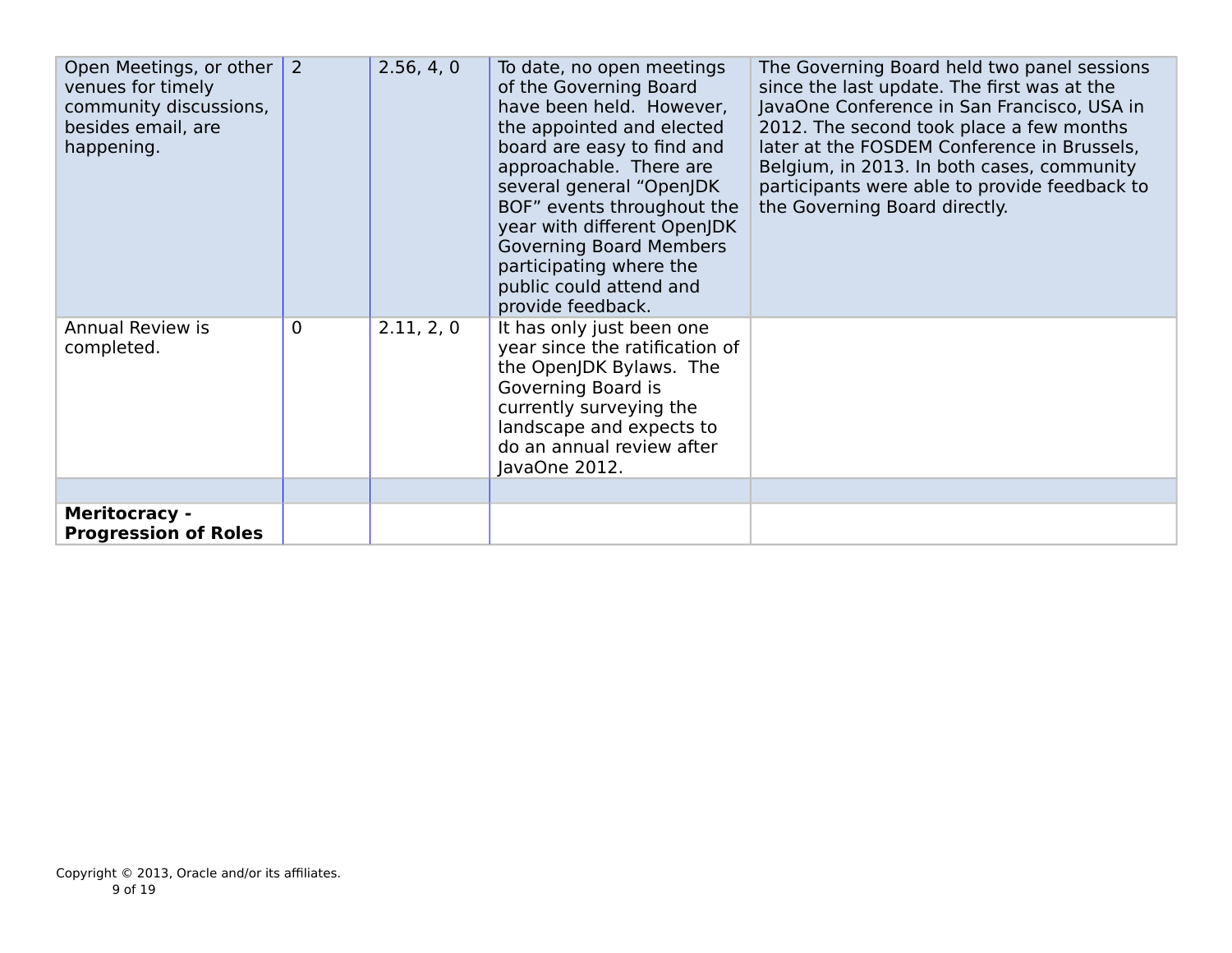| | | | | |
|---|---|---|---|---|
| Open Meetings, or other venues for timely community discussions, besides email, are happening. | 2 | 2.56, 4, 0 | To date, no open meetings of the Governing Board have been held. However, the appointed and elected board are easy to find and approachable. There are several general "OpenJDK BOF" events throughout the year with different OpenJDK Governing Board Members participating where the public could attend and provide feedback. | The Governing Board held two panel sessions since the last update. The first was at the JavaOne Conference in San Francisco, USA in 2012. The second took place a few months later at the FOSDEM Conference in Brussels, Belgium, in 2013. In both cases, community participants were able to provide feedback to the Governing Board directly. |
| Annual Review is completed. | 0 | 2.11, 2, 0 | It has only just been one year since the ratification of the OpenJDK Bylaws. The Governing Board is currently surveying the landscape and expects to do an annual review after JavaOne 2012. | |
| | | | | |
| **Meritocracy - Progression of Roles** | | | | |

Copyright © 2013, Oracle and/or its affiliates.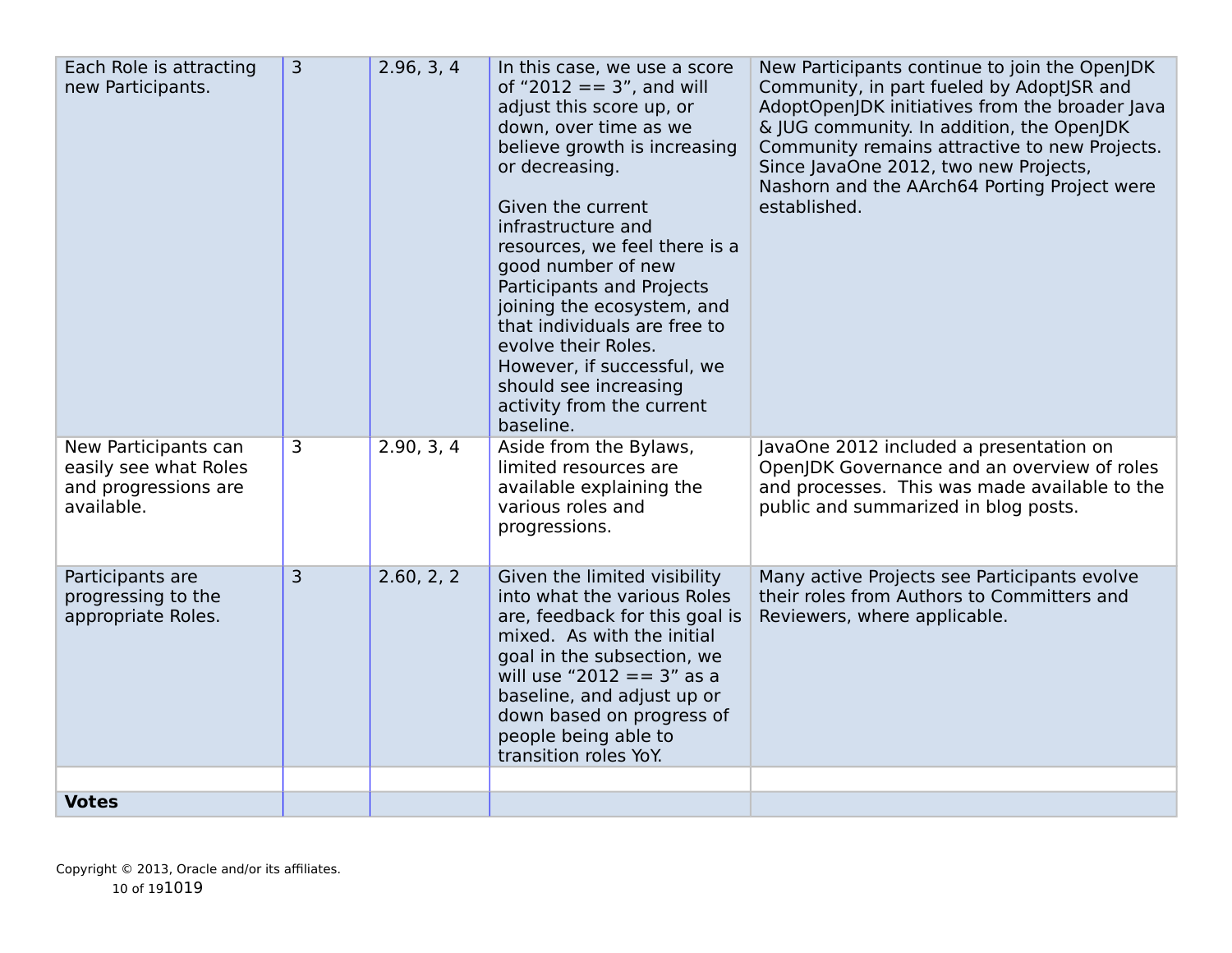| | | | | |
|---|---|---|---|---|
| Each Role is attracting new Participants. | 3 | 2.96, 3, 4 | In this case, we use a score of “2012 == 3”, and will adjust this score up, or down, over time as we believe growth is increasing or decreasing.<br><br>Given the current infrastructure and resources, we feel there is a good number of new Participants and Projects joining the ecosystem, and that individuals are free to evolve their Roles. However, if successful, we should see increasing activity from the current baseline. | New Participants continue to join the OpenJDK Community, in part fueled by AdoptJSR and AdoptOpenJDK initiatives from the broader Java & JUG community. In addition, the OpenJDK Community remains attractive to new Projects. Since JavaOne 2012, two new Projects, Nashorn and the AArch64 Porting Project were established. |
| New Participants can easily see what Roles and progressions are available. | 3 | 2.90, 3, 4 | Aside from the Bylaws, limited resources are available explaining the various roles and progressions. | JavaOne 2012 included a presentation on OpenJDK Governance and an overview of roles and processes. This was made available to the public and summarized in blog posts. |
| Participants are progressing to the appropriate Roles. | 3 | 2.60, 2, 2 | Given the limited visibility into what the various Roles are, feedback for this goal is mixed. As with the initial goal in the subsection, we will use “2012 == 3” as a baseline, and adjust up or down based on progress of people being able to transition roles YoY. | Many active Projects see Participants evolve their roles from Authors to Committers and Reviewers, where applicable. |
| | | | | |
| **Votes** | | | | |

Copyright © 2013, Oracle and/or its affiliates.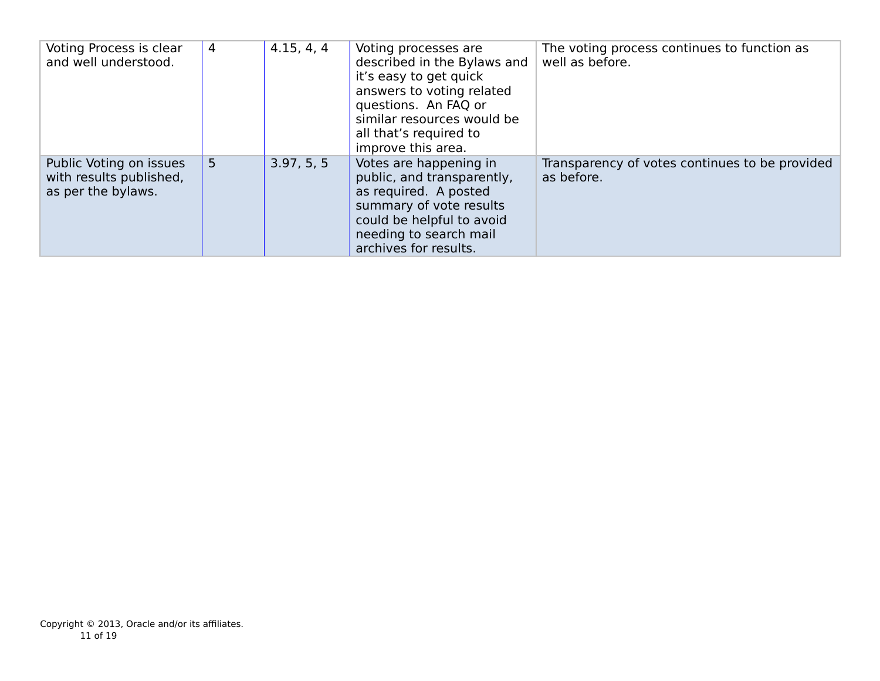| | | | | |
|---|---|---|---|---|
| Voting Process is clear and well understood. | 4 | 4.15, 4, 4 | Voting processes are described in the Bylaws and it's easy to get quick answers to voting related questions. An FAQ or similar resources would be all that's required to improve this area. | The voting process continues to function as well as before. |
| Public Voting on issues with results published, as per the bylaws. | 5 | 3.97, 5, 5 | Votes are happening in public, and transparently, as required. A posted summary of vote results could be helpful to avoid needing to search mail archives for results. | Transparency of votes continues to be provided as before. |

Copyright © 2013, Oracle and/or its affiliates.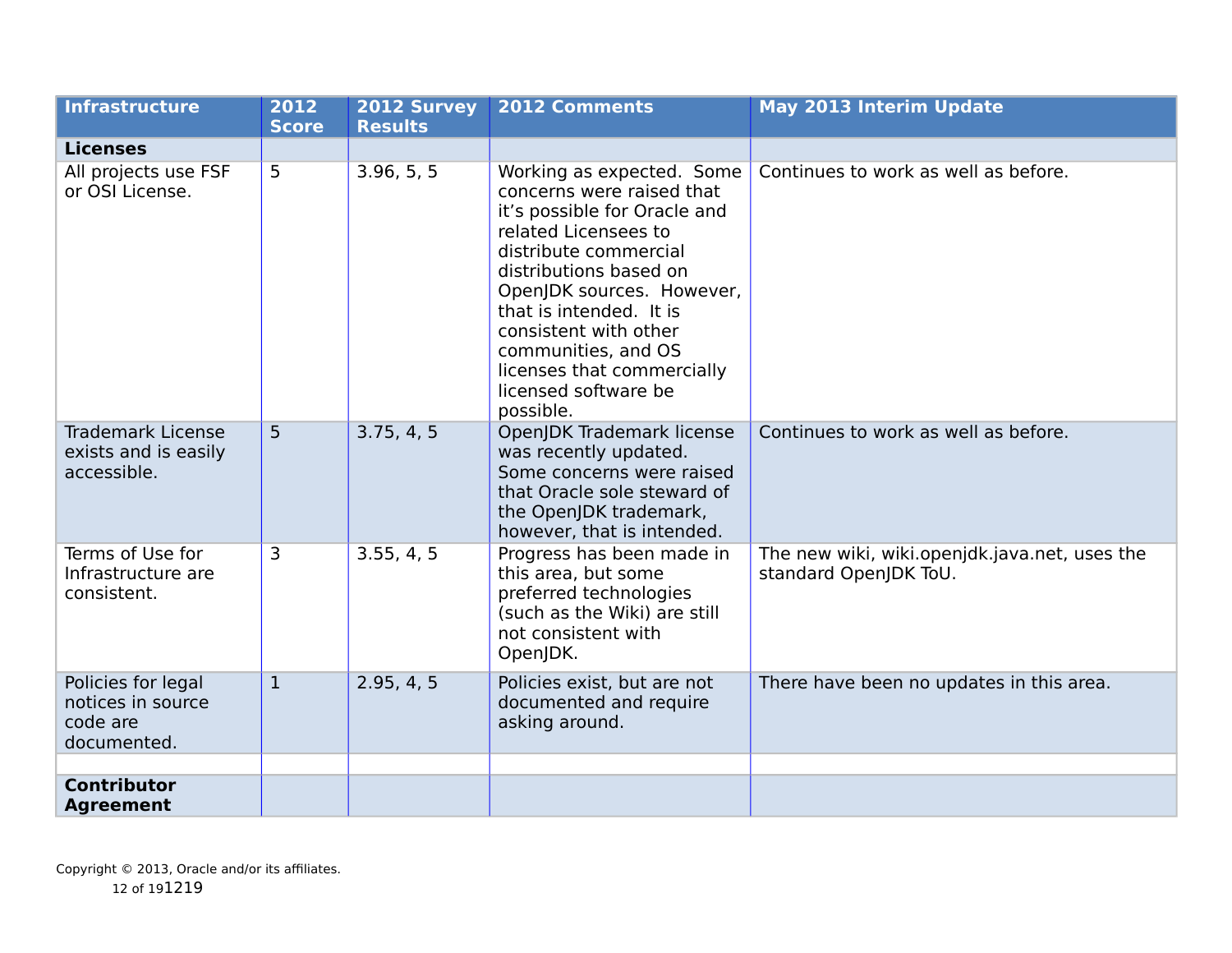| Infrastructure | 2012 Score | 2012 Survey Results | 2012 Comments | May 2013 Interim Update |
|---|---|---|---|---|
| **Licenses** | | | | |
| All projects use FSF or OSI License. | 5 | 3.96, 5, 5 | Working as expected. Some concerns were raised that it's possible for Oracle and related Licensees to distribute commercial distributions based on OpenJDK sources. However, that is intended. It is consistent with other communities, and OS licenses that commercially licensed software be possible. | Continues to work as well as before. |
| Trademark License exists and is easily accessible. | 5 | 3.75, 4, 5 | OpenJDK Trademark license was recently updated. Some concerns were raised that Oracle sole steward of the OpenJDK trademark, however, that is intended. | Continues to work as well as before. |
| Terms of Use for Infrastructure are consistent. | 3 | 3.55, 4, 5 | Progress has been made in this area, but some preferred technologies (such as the Wiki) are still not consistent with OpenJDK. | The new wiki, wiki.openjdk.java.net, uses the standard OpenJDK ToU. |
| Policies for legal notices in source code are documented. | 1 | 2.95, 4, 5 | Policies exist, but are not documented and require asking around. | There have been no updates in this area. |
| | | | | |
| **Contributor Agreement** | | | | |

Copyright © 2013, Oracle and/or its affiliates.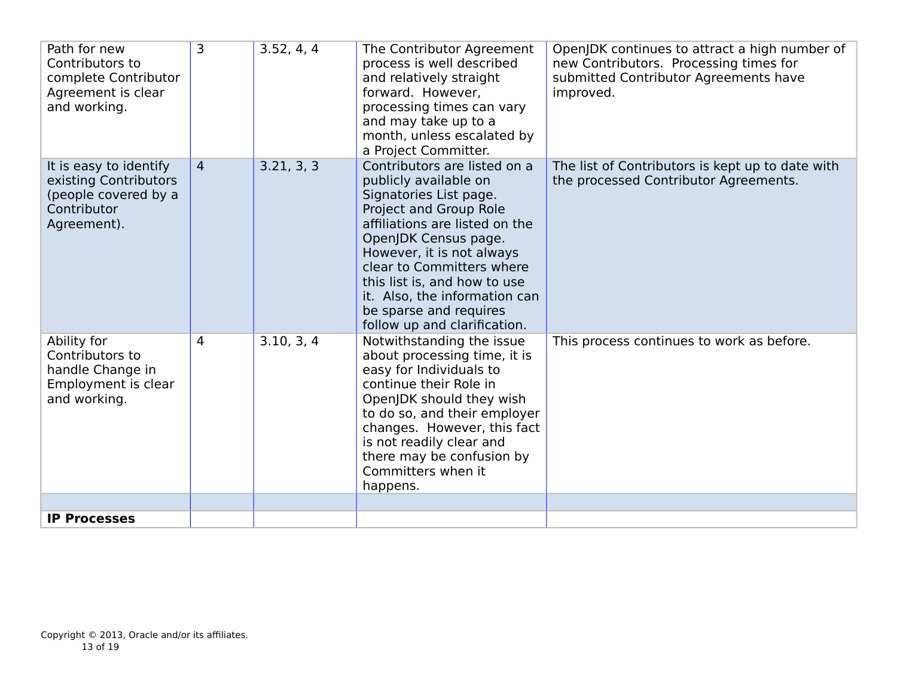| | | | | |
|---|---|---|---|---|
| Path for new Contributors to complete Contributor Agreement is clear and working. | 3 | 3.52, 4, 4 | The Contributor Agreement process is well described and relatively straight forward. However, processing times can vary and may take up to a month, unless escalated by a Project Committer. | OpenJDK continues to attract a high number of new Contributors. Processing times for submitted Contributor Agreements have improved. |
| It is easy to identify existing Contributors (people covered by a Contributor Agreement). | 4 | 3.21, 3, 3 | Contributors are listed on a publicly available on Signatories List page. Project and Group Role affiliations are listed on the OpenJDK Census page. However, it is not always clear to Committers where this list is, and how to use it. Also, the information can be sparse and requires follow up and clarification. | The list of Contributors is kept up to date with the processed Contributor Agreements. |
| Ability for Contributors to handle Change in Employment is clear and working. | 4 | 3.10, 3, 4 | Notwithstanding the issue about processing time, it is easy for Individuals to continue their Role in OpenJDK should they wish to do so, and their employer changes. However, this fact is not readily clear and there may be confusion by Committers when it happens. | This process continues to work as before. |
| | | | | |
| **IP Processes** | | | | |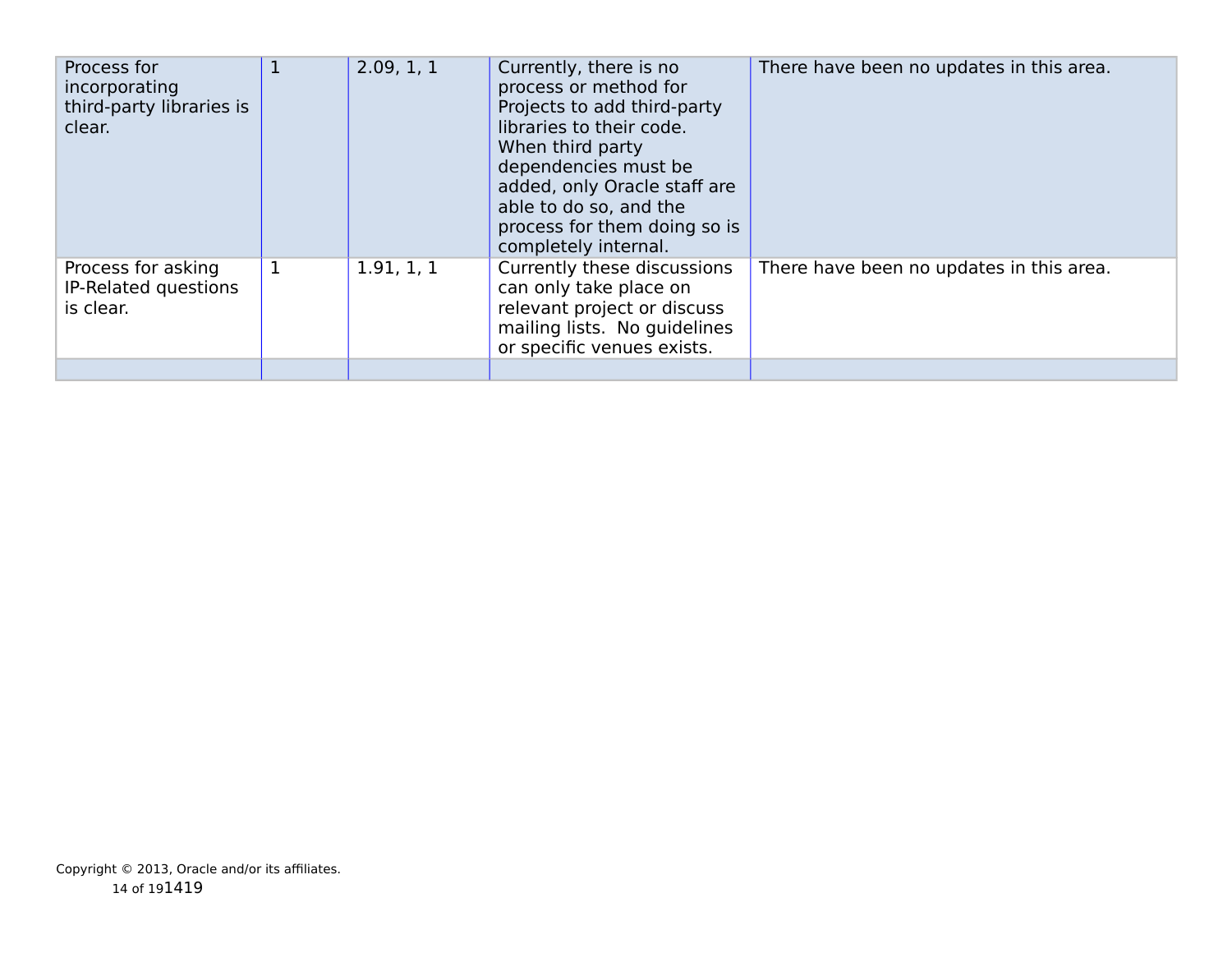| | | | | |
|---|---|---|---|---|
| Process for incorporating third-party libraries is clear. | 1 | 2.09, 1, 1 | Currently, there is no process or method for Projects to add third-party libraries to their code. When third party dependencies must be added, only Oracle staff are able to do so, and the process for them doing so is completely internal. | There have been no updates in this area. |
| Process for asking IP-Related questions is clear. | 1 | 1.91, 1, 1 | Currently these discussions can only take place on relevant project or discuss mailing lists. No guidelines or specific venues exists. | There have been no updates in this area. |
| | | | | |

Copyright © 2013, Oracle and/or its affiliates.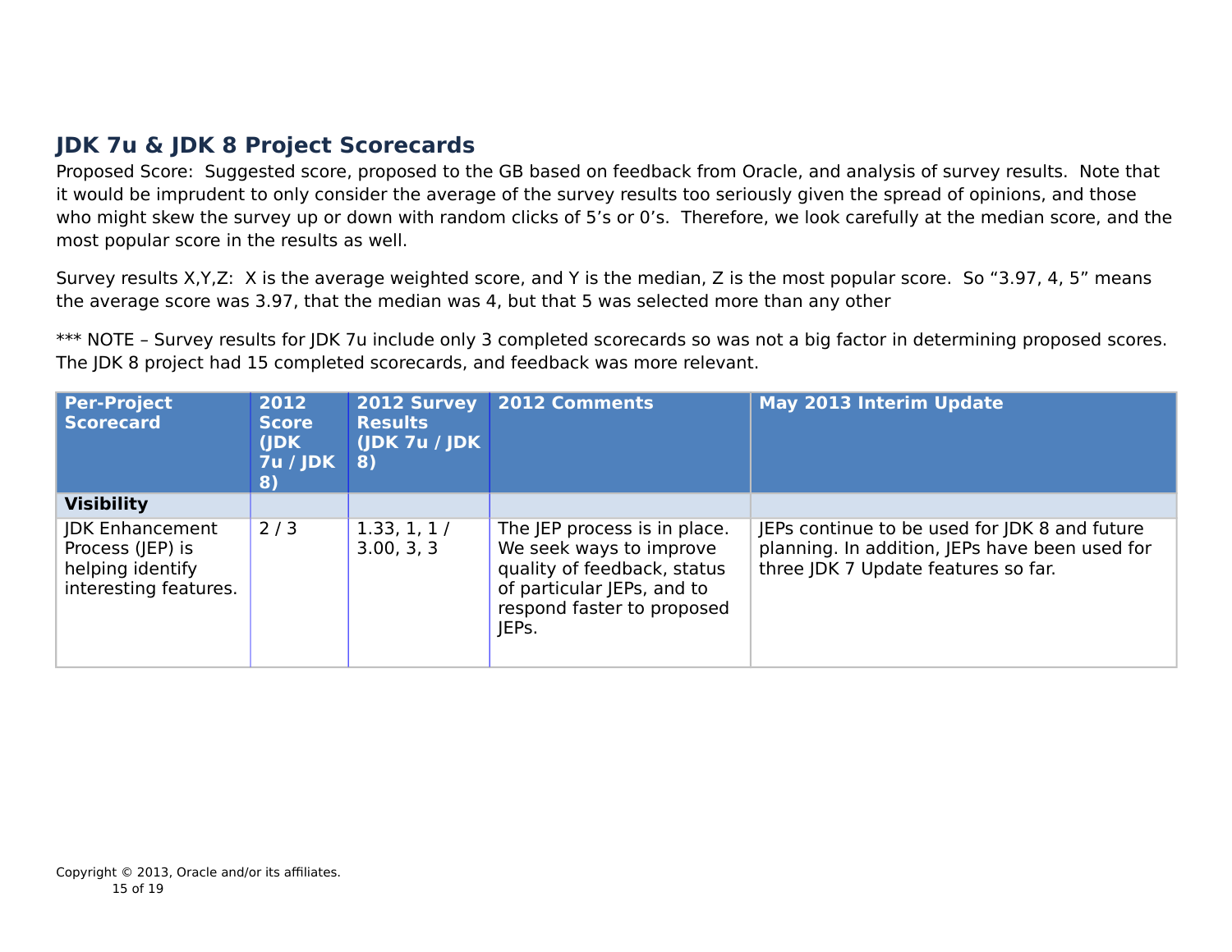## JDK 7u & JDK 8 Project Scorecards

Proposed Score: Suggested score, proposed to the GB based on feedback from Oracle, and analysis of survey results. Note that it would be imprudent to only consider the average of the survey results too seriously given the spread of opinions, and those who might skew the survey up or down with random clicks of 5's or 0's. Therefore, we look carefully at the median score, and the most popular score in the results as well.

Survey results X,Y,Z: X is the average weighted score, and Y is the median, Z is the most popular score. So "3.97, 4, 5" means the average score was 3.97, that the median was 4, but that 5 was selected more than any other

*** NOTE – Survey results for JDK 7u include only 3 completed scorecards so was not a big factor in determining proposed scores. The JDK 8 project had 15 completed scorecards, and feedback was more relevant.

| Per-Project Scorecard | 2012 Score (JDK 7u / JDK 8) | 2012 Survey Results (JDK 7u / JDK 8) | 2012 Comments | May 2013 Interim Update |
|---|---|---|---|---|
| **Visibility** | | | | |
| JDK Enhancement Process (JEP) is helping identify interesting features. | 2 / 3 | 1.33, 1, 1 / 3.00, 3, 3 | The JEP process is in place. We seek ways to improve quality of feedback, status of particular JEPs, and to respond faster to proposed JEPs. | JEPs continue to be used for JDK 8 and future planning. In addition, JEPs have been used for three JDK 7 Update features so far. |

Copyright © 2013, Oracle and/or its affiliates.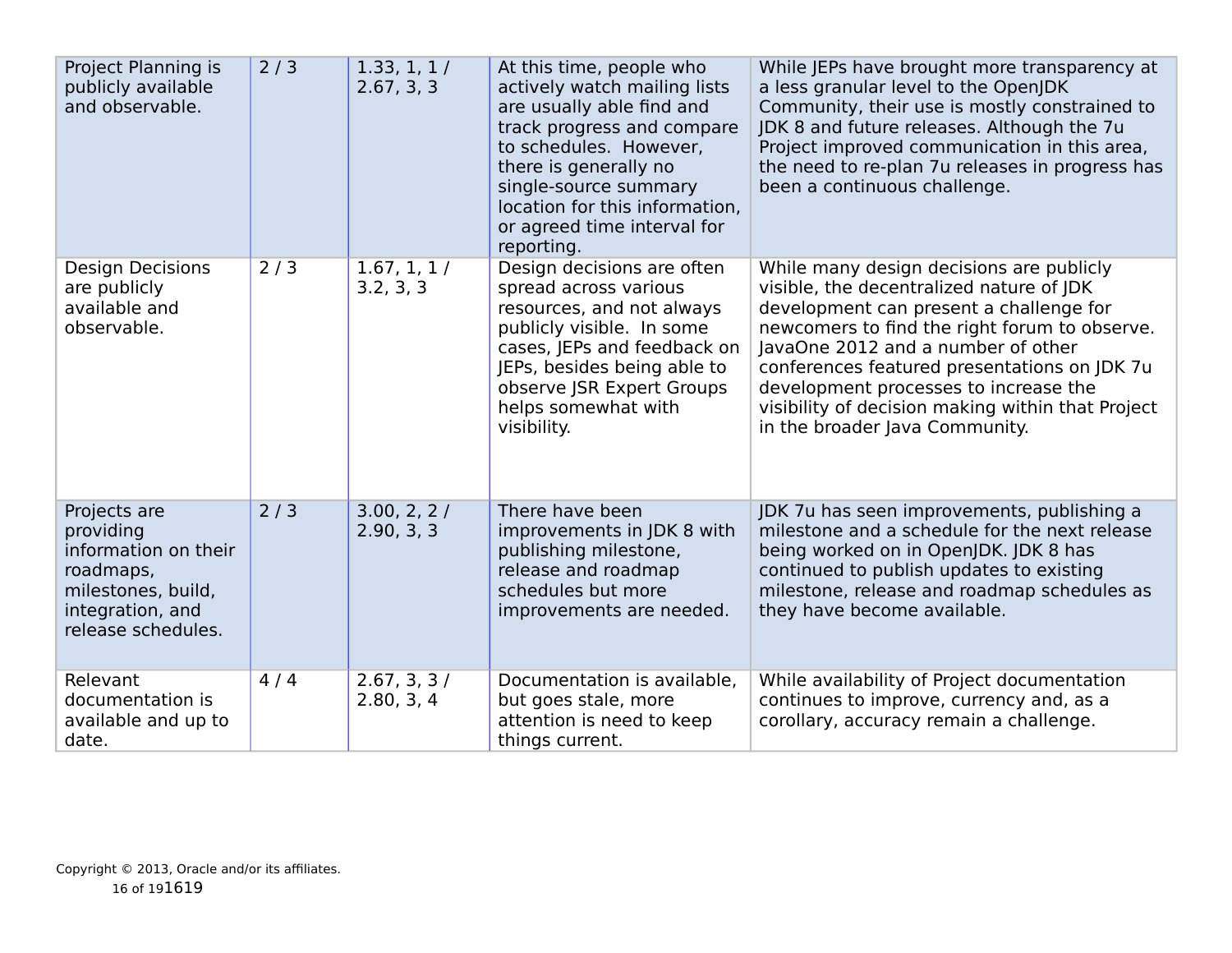| | | | | |
|---|---|---|---|---|
| Project Planning is publicly available and observable. | 2 / 3 | 1.33, 1, 1 / 2.67, 3, 3 | At this time, people who actively watch mailing lists are usually able find and track progress and compare to schedules. However, there is generally no single-source summary location for this information, or agreed time interval for reporting. | While JEPs have brought more transparency at a less granular level to the OpenJDK Community, their use is mostly constrained to JDK 8 and future releases. Although the 7u Project improved communication in this area, the need to re-plan 7u releases in progress has been a continuous challenge. |
| Design Decisions are publicly available and observable. | 2 / 3 | 1.67, 1, 1 / 3.2, 3, 3 | Design decisions are often spread across various resources, and not always publicly visible. In some cases, JEPs and feedback on JEPs, besides being able to observe JSR Expert Groups helps somewhat with visibility. | While many design decisions are publicly visible, the decentralized nature of JDK development can present a challenge for newcomers to find the right forum to observe. JavaOne 2012 and a number of other conferences featured presentations on JDK 7u development processes to increase the visibility of decision making within that Project in the broader Java Community. |
| Projects are providing information on their roadmaps, milestones, build, integration, and release schedules. | 2 / 3 | 3.00, 2, 2 / 2.90, 3, 3 | There have been improvements in JDK 8 with publishing milestone, release and roadmap schedules but more improvements are needed. | JDK 7u has seen improvements, publishing a milestone and a schedule for the next release being worked on in OpenJDK. JDK 8 has continued to publish updates to existing milestone, release and roadmap schedules as they have become available. |
| Relevant documentation is available and up to date. | 4 / 4 | 2.67, 3, 3 / 2.80, 3, 4 | Documentation is available, but goes stale, more attention is need to keep things current. | While availability of Project documentation continues to improve, currency and, as a corollary, accuracy remain a challenge. |

Copyright © 2013, Oracle and/or its affiliates.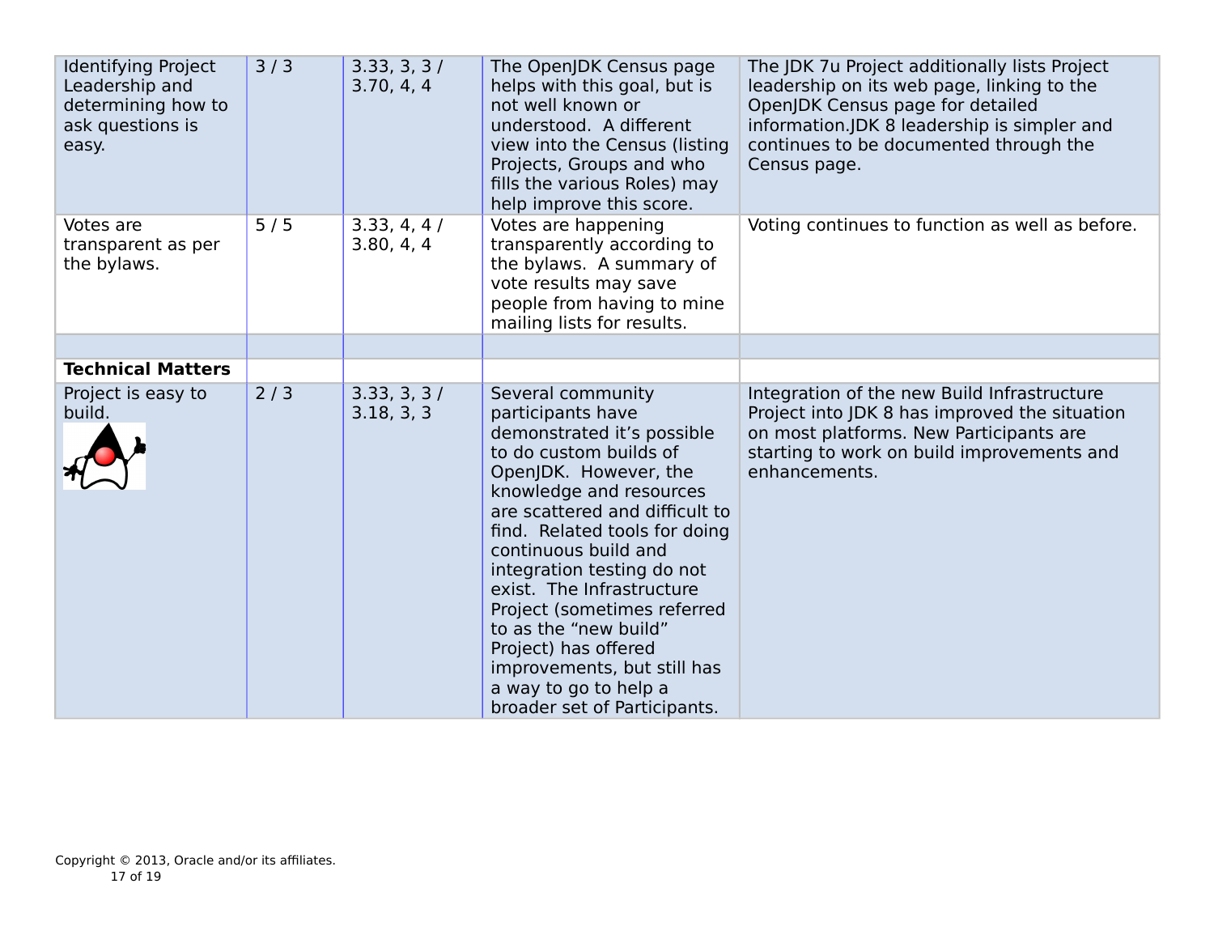| | | | | |
|---|---|---|---|---|
| Identifying Project Leadership and determining how to ask questions is easy. | 3 / 3 | 3.33, 3, 3 / 3.70, 4, 4 | The OpenJDK Census page helps with this goal, but is not well known or understood. A different view into the Census (listing Projects, Groups and who fills the various Roles) may help improve this score. | The JDK 7u Project additionally lists Project leadership on its web page, linking to the OpenJDK Census page for detailed information.JDK 8 leadership is simpler and continues to be documented through the Census page. |
| Votes are transparent as per the bylaws. | 5 / 5 | 3.33, 4, 4 / 3.80, 4, 4 | Votes are happening transparently according to the bylaws. A summary of vote results may save people from having to mine mailing lists for results. | Voting continues to function as well as before. |
| | | | | |
| **Technical Matters** | | | | |
| Project is easy to build. | 2 / 3 | 3.33, 3, 3 / 3.18, 3, 3 | Several community participants have demonstrated it's possible to do custom builds of OpenJDK. However, the knowledge and resources are scattered and difficult to find. Related tools for doing continuous build and integration testing do not exist. The Infrastructure Project (sometimes referred to as the "new build" Project) has offered improvements, but still has a way to go to help a broader set of Participants. | Integration of the new Build Infrastructure Project into JDK 8 has improved the situation on most platforms. New Participants are starting to work on build improvements and enhancements. |

Copyright © 2013, Oracle and/or its affiliates.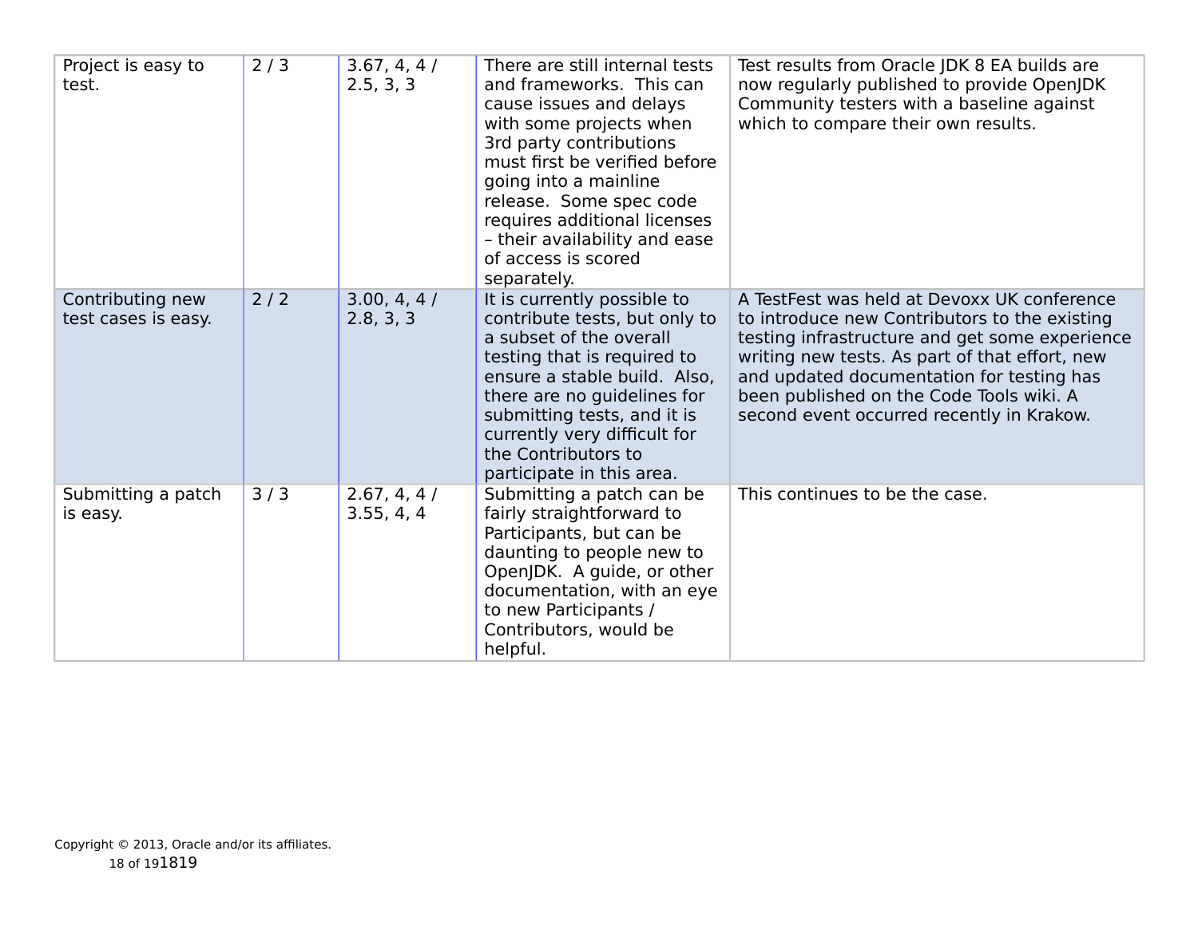| | | | | |
|---|---|---|---|---|
| Project is easy to test. | 2 / 3 | 3.67, 4, 4 / 2.5, 3, 3 | There are still internal tests and frameworks. This can cause issues and delays with some projects when 3rd party contributions must first be verified before going into a mainline release. Some spec code requires additional licenses – their availability and ease of access is scored separately. | Test results from Oracle JDK 8 EA builds are now regularly published to provide OpenJDK Community testers with a baseline against which to compare their own results. |
| Contributing new test cases is easy. | 2 / 2 | 3.00, 4, 4 / 2.8, 3, 3 | It is currently possible to contribute tests, but only to a subset of the overall testing that is required to ensure a stable build. Also, there are no guidelines for submitting tests, and it is currently very difficult for the Contributors to participate in this area. | A TestFest was held at Devoxx UK conference to introduce new Contributors to the existing testing infrastructure and get some experience writing new tests. As part of that effort, new and updated documentation for testing has been published on the Code Tools wiki. A second event occurred recently in Krakow. |
| Submitting a patch is easy. | 3 / 3 | 2.67, 4, 4 / 3.55, 4, 4 | Submitting a patch can be fairly straightforward to Participants, but can be daunting to people new to OpenJDK. A guide, or other documentation, with an eye to new Participants / Contributors, would be helpful. | This continues to be the case. |

Copyright © 2013, Oracle and/or its affiliates.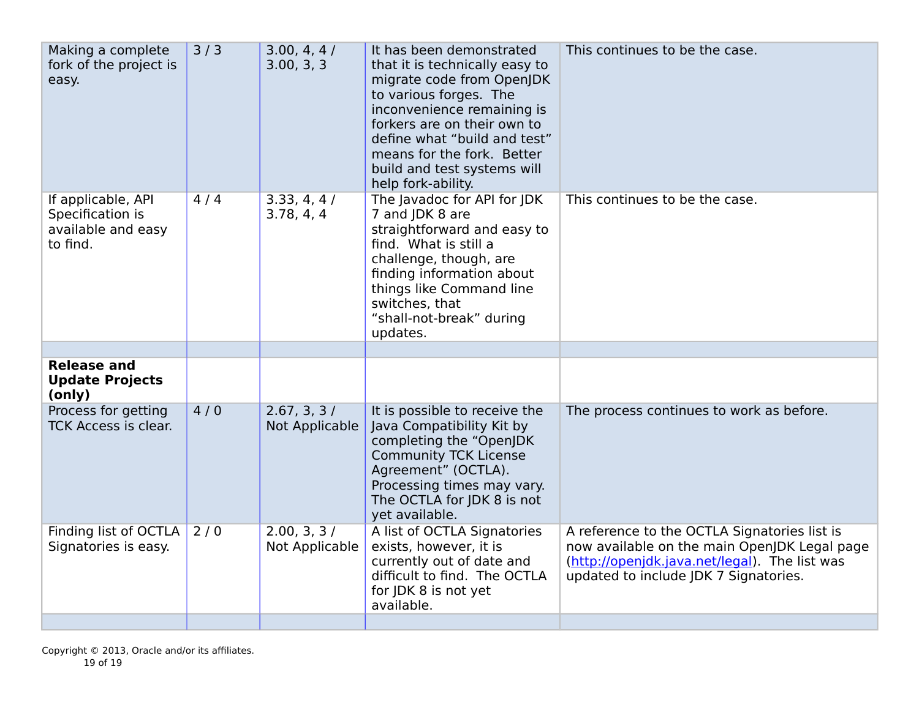| | | | | |
|---|---|---|---|---|
| Making a complete fork of the project is easy. | 3 / 3 | 3.00, 4, 4 / 3.00, 3, 3 | It has been demonstrated that it is technically easy to migrate code from OpenJDK to various forges. The inconvenience remaining is forkers are on their own to define what "build and test" means for the fork. Better build and test systems will help fork-ability. | This continues to be the case. |
| If applicable, API Specification is available and easy to find. | 4 / 4 | 3.33, 4, 4 / 3.78, 4, 4 | The Javadoc for API for JDK 7 and JDK 8 are straightforward and easy to find. What is still a challenge, though, are finding information about things like Command line switches, that "shall-not-break" during updates. | This continues to be the case. |
| | | | | |
| **Release and Update Projects (only)** | | | | |
| Process for getting TCK Access is clear. | 4 / 0 | 2.67, 3, 3 / Not Applicable | It is possible to receive the Java Compatibility Kit by completing the "OpenJDK Community TCK License Agreement" (OCTLA). Processing times may vary. The OCTLA for JDK 8 is not yet available. | The process continues to work as before. |
| Finding list of OCTLA Signatories is easy. | 2 / 0 | 2.00, 3, 3 / Not Applicable | A list of OCTLA Signatories exists, however, it is currently out of date and difficult to find. The OCTLA for JDK 8 is not yet available. | A reference to the OCTLA Signatories list is now available on the main OpenJDK Legal page (http://openjdk.java.net/legal). The list was updated to include JDK 7 Signatories. |
| | | | | |

Copyright © 2013, Oracle and/or its affiliates.